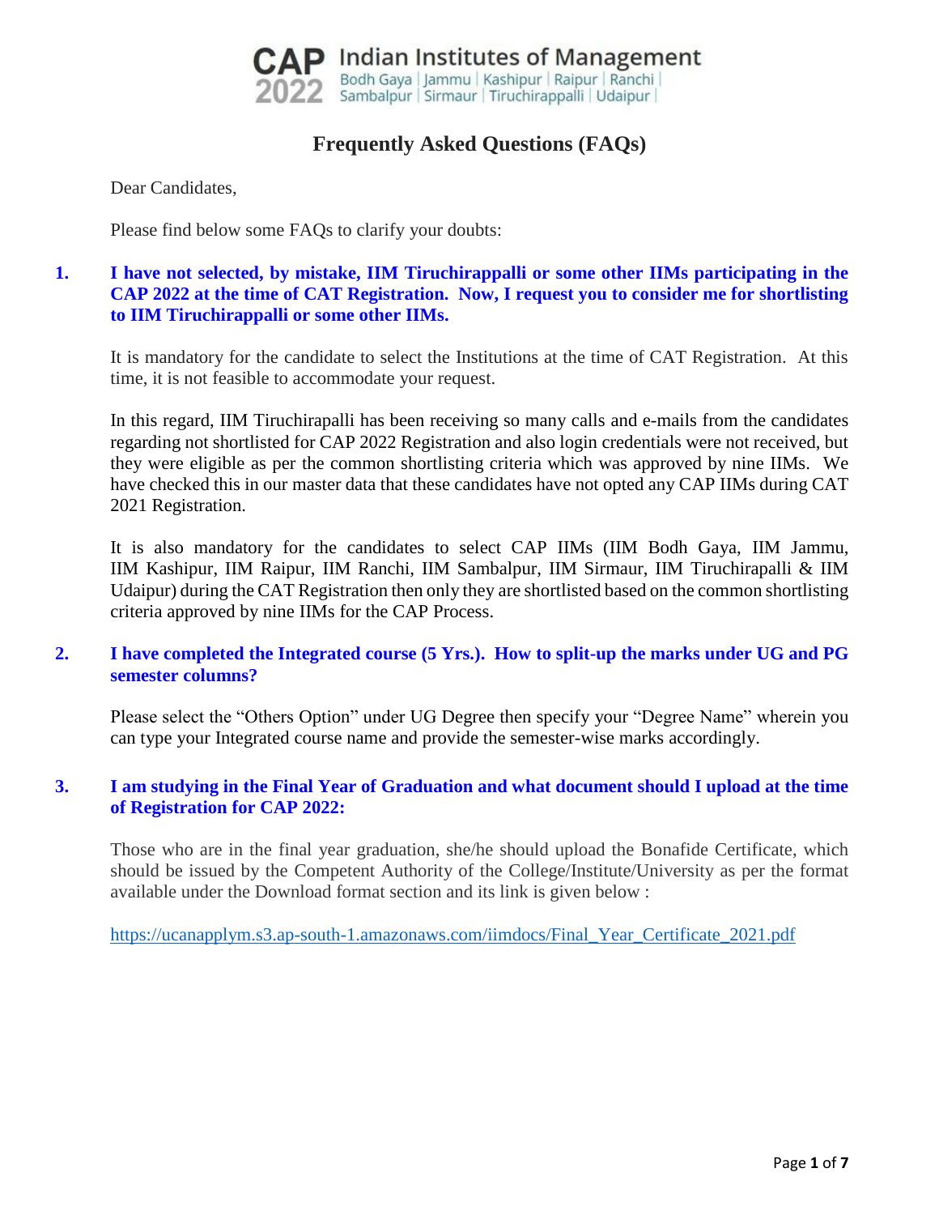**CAP 2022** Indian Institutes of Management
Bodh Gaya | Jammu | Kashipur | Raipur | Ranchi | Sambalpur | Sirmaur | Tiruchirappalli | Udaipur |

# Frequently Asked Questions (FAQs)

Dear Candidates,

Please find below some FAQs to clarify your doubts:

### 1. I have not selected, by mistake, IIM Tiruchirappalli or some other IIMs participating in the CAP 2022 at the time of CAT Registration. Now, I request you to consider me for shortlisting to IIM Tiruchirappalli or some other IIMs.

It is mandatory for the candidate to select the Institutions at the time of CAT Registration. At this time, it is not feasible to accommodate your request.

In this regard, IIM Tiruchirappalli has been receiving so many calls and e-mails from the candidates regarding not shortlisted for CAP 2022 Registration and also login credentials were not received, but they were eligible as per the common shortlisting criteria which was approved by nine IIMs. We have checked this in our master data that these candidates have not opted any CAP IIMs during CAT 2021 Registration.

It is also mandatory for the candidates to select CAP IIMs (IIM Bodh Gaya, IIM Jammu, IIM Kashipur, IIM Raipur, IIM Ranchi, IIM Sambalpur, IIM Sirmaur, IIM Tiruchirapalli & IIM Udaipur) during the CAT Registration then only they are shortlisted based on the common shortlisting criteria approved by nine IIMs for the CAP Process.

### 2. I have completed the Integrated course (5 Yrs.). How to split-up the marks under UG and PG semester columns?

Please select the "Others Option" under UG Degree then specify your "Degree Name" wherein you can type your Integrated course name and provide the semester-wise marks accordingly.

### 3. I am studying in the Final Year of Graduation and what document should I upload at the time of Registration for CAP 2022:

Those who are in the final year graduation, she/he should upload the Bonafide Certificate, which should be issued by the Competent Authority of the College/Institute/University as per the format available under the Download format section and its link is given below :

https://ucanapplym.s3.ap-south-1.amazonaws.com/iimdocs/Final_Year_Certificate_2021.pdf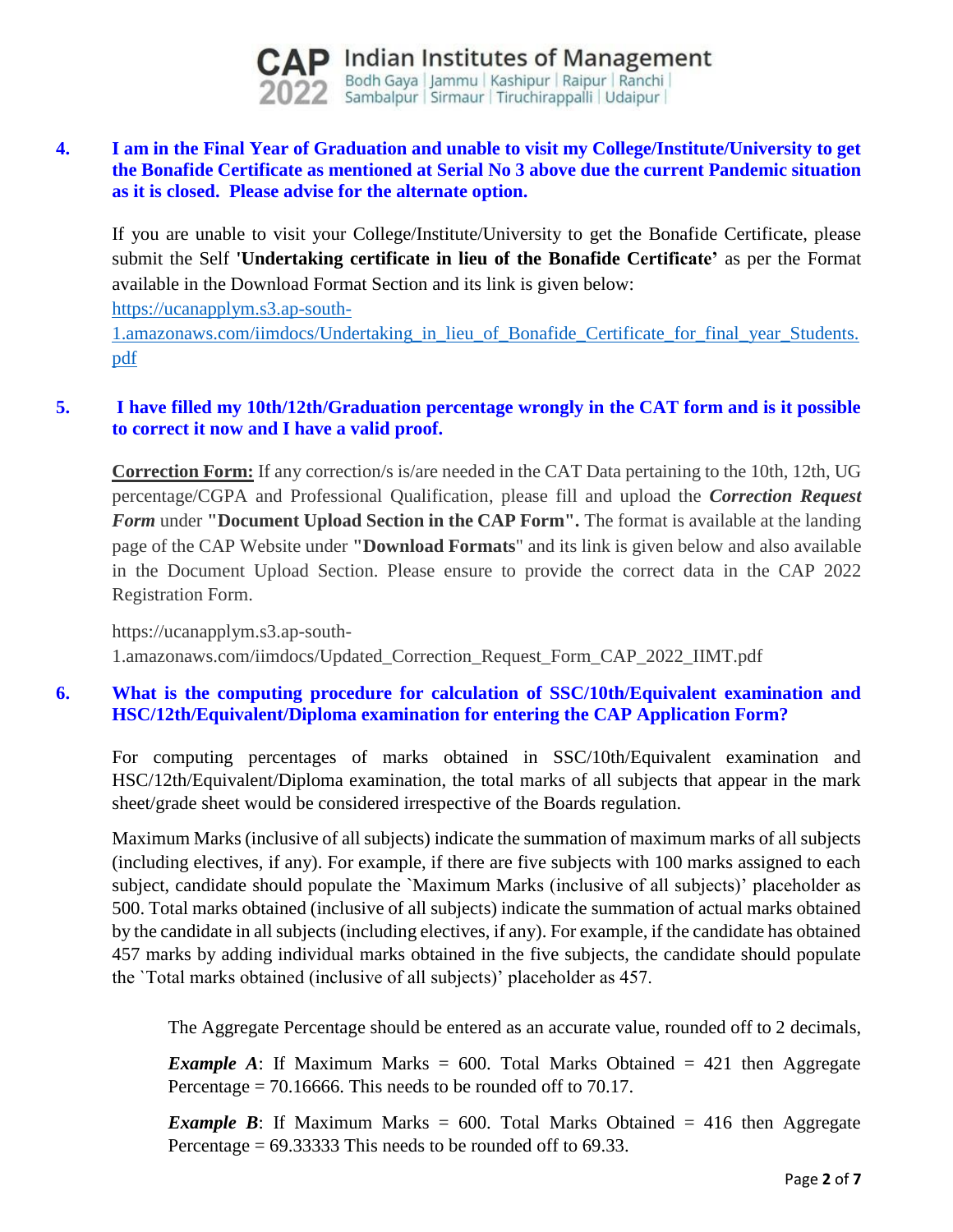**4. I am in the Final Year of Graduation and unable to visit my College/Institute/University to get the Bonafide Certificate as mentioned at Serial No 3 above due the current Pandemic situation as it is closed. Please advise for the alternate option.**

If you are unable to visit your College/Institute/University to get the Bonafide Certificate, please submit the Self **'Undertaking certificate in lieu of the Bonafide Certificate'** as per the Format available in the Download Format Section and its link is given below:
https://ucanapplym.s3.ap-south-1.amazonaws.com/iimdocs/Undertaking_in_lieu_of_Bonafide_Certificate_for_final_year_Students.pdf

**5. I have filled my 10th/12th/Graduation percentage wrongly in the CAT form and is it possible to correct it now and I have a valid proof.**

**Correction Form:** If any correction/s is/are needed in the CAT Data pertaining to the 10th, 12th, UG percentage/CGPA and Professional Qualification, please fill and upload the ***Correction Request Form*** under **"Document Upload Section in the CAP Form".** The format is available at the landing page of the CAP Website under **"Download Formats**" and its link is given below and also available in the Document Upload Section. Please ensure to provide the correct data in the CAP 2022 Registration Form.

https://ucanapplym.s3.ap-south-1.amazonaws.com/iimdocs/Updated_Correction_Request_Form_CAP_2022_IIMT.pdf

**6. What is the computing procedure for calculation of SSC/10th/Equivalent examination and HSC/12th/Equivalent/Diploma examination for entering the CAP Application Form?**

For computing percentages of marks obtained in SSC/10th/Equivalent examination and HSC/12th/Equivalent/Diploma examination, the total marks of all subjects that appear in the mark sheet/grade sheet would be considered irrespective of the Boards regulation.

Maximum Marks (inclusive of all subjects) indicate the summation of maximum marks of all subjects (including electives, if any). For example, if there are five subjects with 100 marks assigned to each subject, candidate should populate the `Maximum Marks (inclusive of all subjects)' placeholder as 500. Total marks obtained (inclusive of all subjects) indicate the summation of actual marks obtained by the candidate in all subjects (including electives, if any). For example, if the candidate has obtained 457 marks by adding individual marks obtained in the five subjects, the candidate should populate the `Total marks obtained (inclusive of all subjects)' placeholder as 457.

The Aggregate Percentage should be entered as an accurate value, rounded off to 2 decimals,

***Example A***: If Maximum Marks = 600. Total Marks Obtained = 421 then Aggregate Percentage = 70.16666. This needs to be rounded off to 70.17.

***Example B***: If Maximum Marks = 600. Total Marks Obtained = 416 then Aggregate Percentage = 69.33333 This needs to be rounded off to 69.33.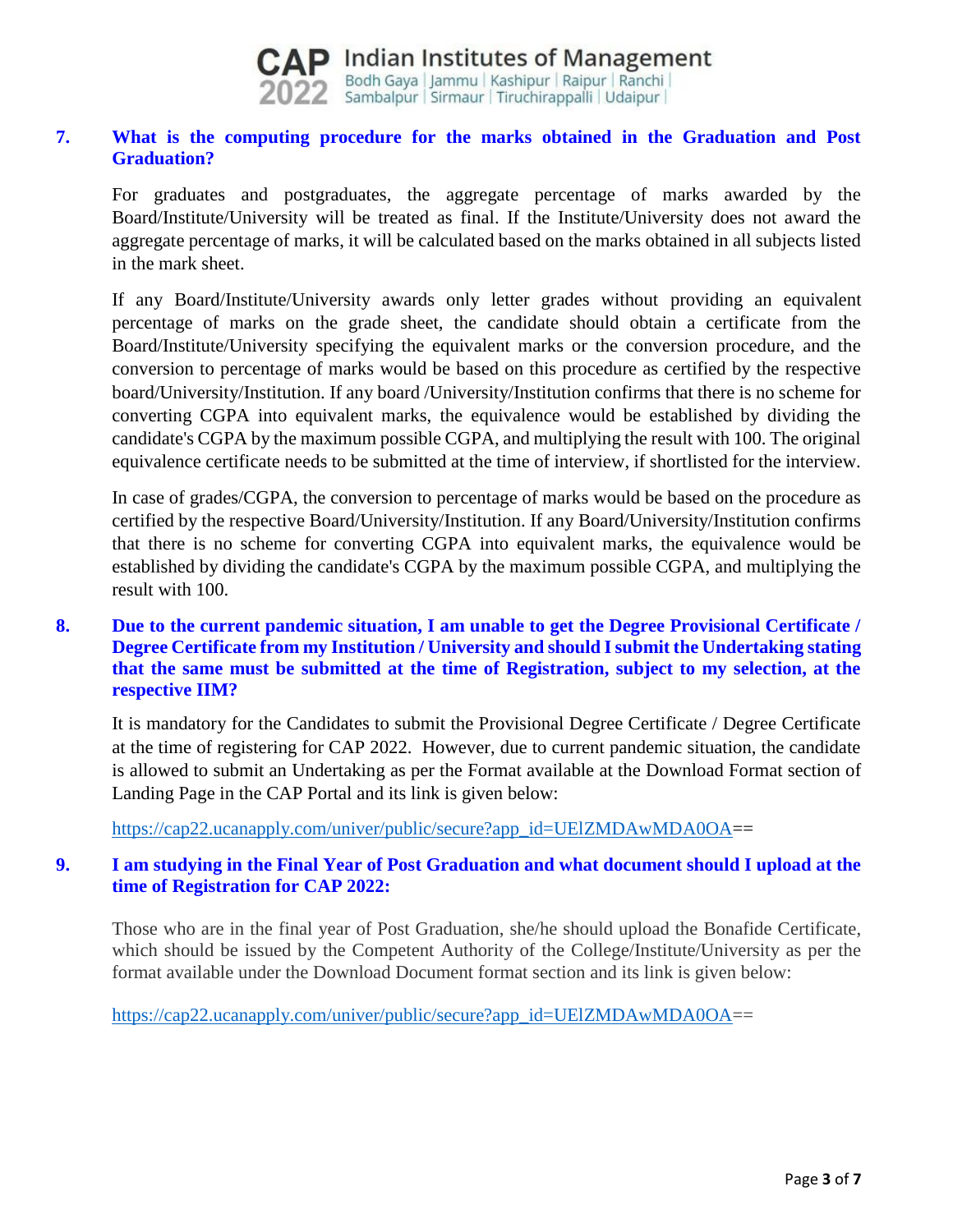### 7. What is the computing procedure for the marks obtained in the Graduation and Post Graduation?

For graduates and postgraduates, the aggregate percentage of marks awarded by the Board/Institute/University will be treated as final. If the Institute/University does not award the aggregate percentage of marks, it will be calculated based on the marks obtained in all subjects listed in the mark sheet.

If any Board/Institute/University awards only letter grades without providing an equivalent percentage of marks on the grade sheet, the candidate should obtain a certificate from the Board/Institute/University specifying the equivalent marks or the conversion procedure, and the conversion to percentage of marks would be based on this procedure as certified by the respective board/University/Institution. If any board /University/Institution confirms that there is no scheme for converting CGPA into equivalent marks, the equivalence would be established by dividing the candidate's CGPA by the maximum possible CGPA, and multiplying the result with 100. The original equivalence certificate needs to be submitted at the time of interview, if shortlisted for the interview.

In case of grades/CGPA, the conversion to percentage of marks would be based on the procedure as certified by the respective Board/University/Institution. If any Board/University/Institution confirms that there is no scheme for converting CGPA into equivalent marks, the equivalence would be established by dividing the candidate's CGPA by the maximum possible CGPA, and multiplying the result with 100.

### 8. Due to the current pandemic situation, I am unable to get the Degree Provisional Certificate / Degree Certificate from my Institution / University and should I submit the Undertaking stating that the same must be submitted at the time of Registration, subject to my selection, at the respective IIM?

It is mandatory for the Candidates to submit the Provisional Degree Certificate / Degree Certificate at the time of registering for CAP 2022. However, due to current pandemic situation, the candidate is allowed to submit an Undertaking as per the Format available at the Download Format section of Landing Page in the CAP Portal and its link is given below:

https://cap22.ucanapply.com/univer/public/secure?app_id=UElZMDAwMDA0OA==

### 9. I am studying in the Final Year of Post Graduation and what document should I upload at the time of Registration for CAP 2022:

Those who are in the final year of Post Graduation, she/he should upload the Bonafide Certificate, which should be issued by the Competent Authority of the College/Institute/University as per the format available under the Download Document format section and its link is given below:

https://cap22.ucanapply.com/univer/public/secure?app_id=UElZMDAwMDA0OA==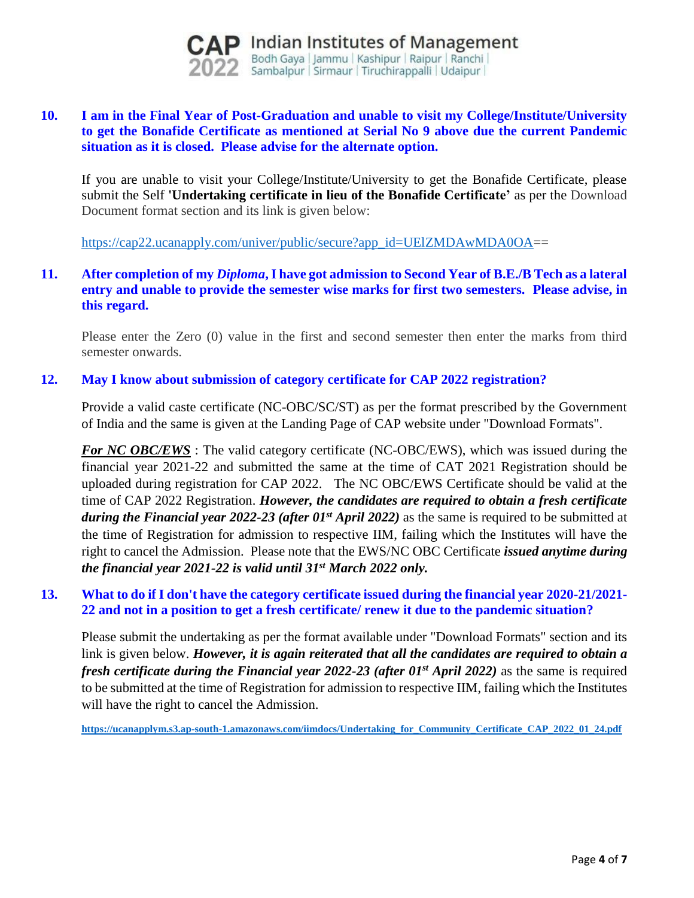**10. I am in the Final Year of Post-Graduation and unable to visit my College/Institute/University to get the Bonafide Certificate as mentioned at Serial No 9 above due the current Pandemic situation as it is closed. Please advise for the alternate option.**

If you are unable to visit your College/Institute/University to get the Bonafide Certificate, please submit the Self **'Undertaking certificate in lieu of the Bonafide Certificate'** as per the Download Document format section and its link is given below:

https://cap22.ucanapply.com/univer/public/secure?app_id=UElZMDAwMDA0OA==

**11. After completion of my *Diploma*, I have got admission to Second Year of B.E./B Tech as a lateral entry and unable to provide the semester wise marks for first two semesters. Please advise, in this regard.**

Please enter the Zero (0) value in the first and second semester then enter the marks from third semester onwards.

**12. May I know about submission of category certificate for CAP 2022 registration?**

Provide a valid caste certificate (NC-OBC/SC/ST) as per the format prescribed by the Government of India and the same is given at the Landing Page of CAP website under "Download Formats".

***For NC OBC/EWS*** : The valid category certificate (NC-OBC/EWS), which was issued during the financial year 2021-22 and submitted the same at the time of CAT 2021 Registration should be uploaded during registration for CAP 2022. The NC OBC/EWS Certificate should be valid at the time of CAP 2022 Registration. ***However, the candidates are required to obtain a fresh certificate during the Financial year 2022-23 (after 01st April 2022)*** as the same is required to be submitted at the time of Registration for admission to respective IIM, failing which the Institutes will have the right to cancel the Admission. Please note that the EWS/NC OBC Certificate ***issued anytime during the financial year 2021-22 is valid until 31st March 2022 only.***

**13. What to do if I don't have the category certificate issued during the financial year 2020-21/2021-22 and not in a position to get a fresh certificate/ renew it due to the pandemic situation?**

Please submit the undertaking as per the format available under "Download Formats" section and its link is given below. ***However, it is again reiterated that all the candidates are required to obtain a fresh certificate during the Financial year 2022-23 (after 01st April 2022)*** as the same is required to be submitted at the time of Registration for admission to respective IIM, failing which the Institutes will have the right to cancel the Admission.

**https://ucanapplym.s3.ap-south-1.amazonaws.com/iimdocs/Undertaking_for_Community_Certificate_CAP_2022_01_24.pdf**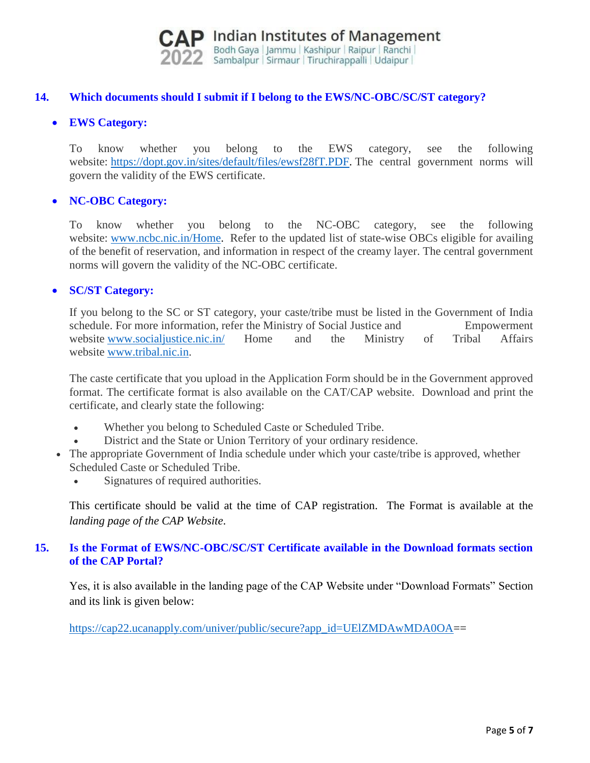## 14. Which documents should I submit if I belong to the EWS/NC-OBC/SC/ST category?

- **EWS Category:**

  To know whether you belong to the EWS category, see the following website: https://dopt.gov.in/sites/default/files/ewsf28fT.PDF. The central government norms will govern the validity of the EWS certificate.

- **NC-OBC Category:**

  To know whether you belong to the NC-OBC category, see the following website: www.ncbc.nic.in/Home. Refer to the updated list of state-wise OBCs eligible for availing of the benefit of reservation, and information in respect of the creamy layer. The central government norms will govern the validity of the NC-OBC certificate.

- **SC/ST Category:**

  If you belong to the SC or ST category, your caste/tribe must be listed in the Government of India schedule. For more information, refer the Ministry of Social Justice and Empowerment website www.socialjustice.nic.in/ Home and the Ministry of Tribal Affairs website www.tribal.nic.in.

  The caste certificate that you upload in the Application Form should be in the Government approved format. The certificate format is also available on the CAT/CAP website. Download and print the certificate, and clearly state the following:

  - Whether you belong to Scheduled Caste or Scheduled Tribe.
  - District and the State or Union Territory of your ordinary residence.
  - The appropriate Government of India schedule under which your caste/tribe is approved, whether Scheduled Caste or Scheduled Tribe.
  - Signatures of required authorities.

  This certificate should be valid at the time of CAP registration. The Format is available at the *landing page of the CAP Website.*

## 15. Is the Format of EWS/NC-OBC/SC/ST Certificate available in the Download formats section of the CAP Portal?

Yes, it is also available in the landing page of the CAP Website under “Download Formats” Section and its link is given below:

https://cap22.ucanapply.com/univer/public/secure?app_id=UElZMDAwMDA0OA==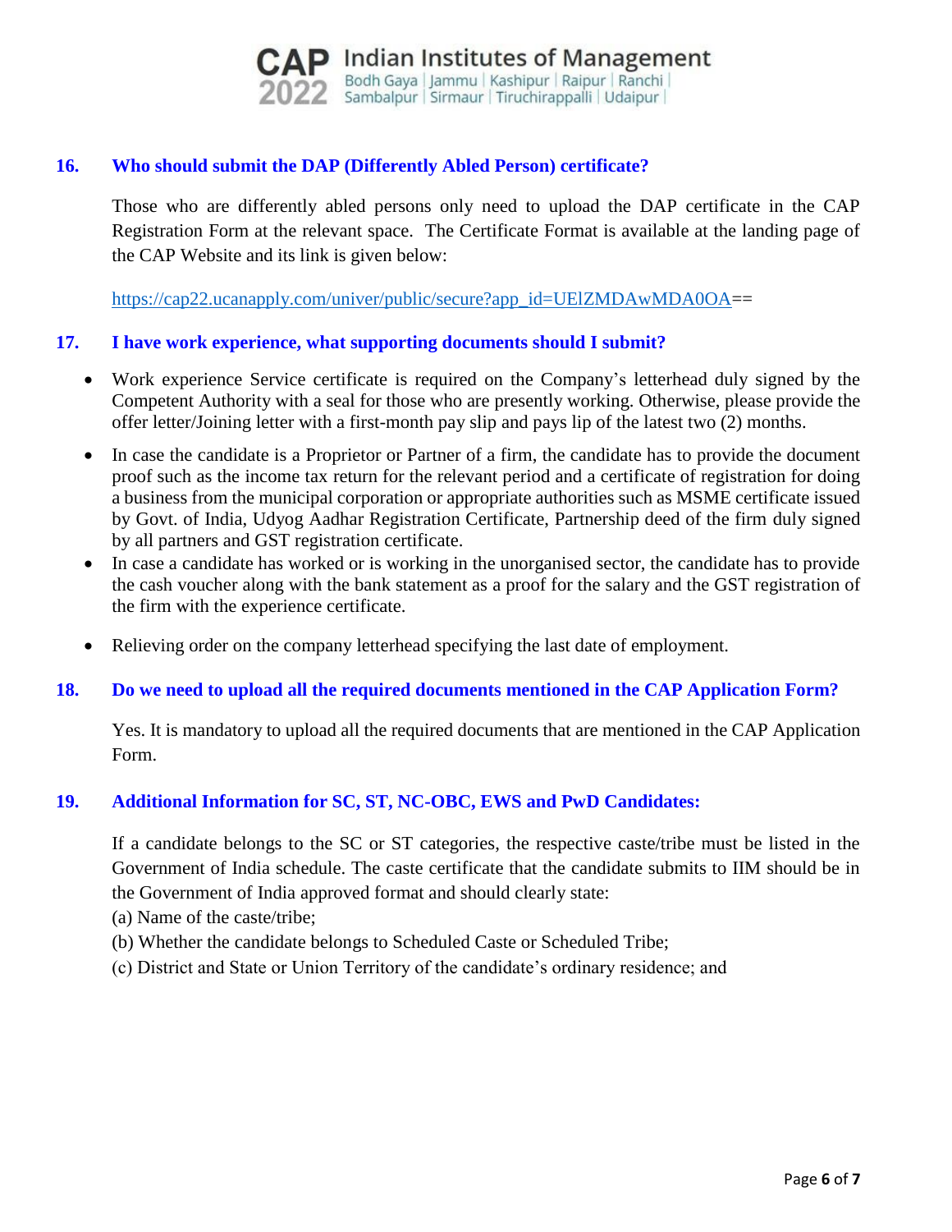### 16. Who should submit the DAP (Differently Abled Person) certificate?

Those who are differently abled persons only need to upload the DAP certificate in the CAP Registration Form at the relevant space. The Certificate Format is available at the landing page of the CAP Website and its link is given below:

https://cap22.ucanapply.com/univer/public/secure?app_id=UElZMDAwMDA0OA==

### 17. I have work experience, what supporting documents should I submit?

- Work experience Service certificate is required on the Company's letterhead duly signed by the Competent Authority with a seal for those who are presently working. Otherwise, please provide the offer letter/Joining letter with a first-month pay slip and pays lip of the latest two (2) months.
- In case the candidate is a Proprietor or Partner of a firm, the candidate has to provide the document proof such as the income tax return for the relevant period and a certificate of registration for doing a business from the municipal corporation or appropriate authorities such as MSME certificate issued by Govt. of India, Udyog Aadhar Registration Certificate, Partnership deed of the firm duly signed by all partners and GST registration certificate.
- In case a candidate has worked or is working in the unorganised sector, the candidate has to provide the cash voucher along with the bank statement as a proof for the salary and the GST registration of the firm with the experience certificate.
- Relieving order on the company letterhead specifying the last date of employment.

### 18. Do we need to upload all the required documents mentioned in the CAP Application Form?

Yes. It is mandatory to upload all the required documents that are mentioned in the CAP Application Form.

### 19. Additional Information for SC, ST, NC-OBC, EWS and PwD Candidates:

If a candidate belongs to the SC or ST categories, the respective caste/tribe must be listed in the Government of India schedule. The caste certificate that the candidate submits to IIM should be in the Government of India approved format and should clearly state:

(a) Name of the caste/tribe;

(b) Whether the candidate belongs to Scheduled Caste or Scheduled Tribe;

(c) District and State or Union Territory of the candidate's ordinary residence; and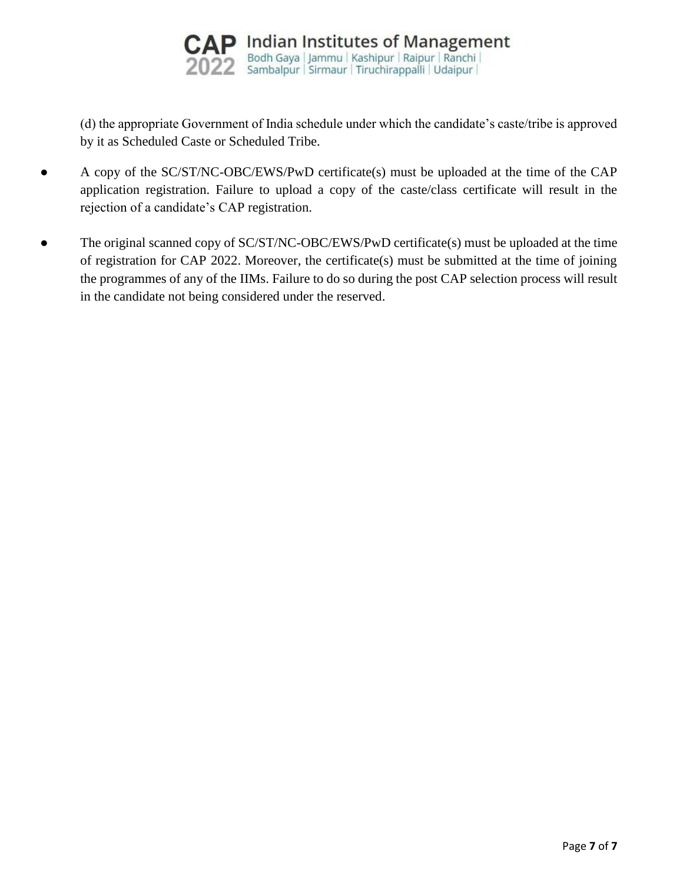(d) the appropriate Government of India schedule under which the candidate's caste/tribe is approved by it as Scheduled Caste or Scheduled Tribe.

- A copy of the SC/ST/NC-OBC/EWS/PwD certificate(s) must be uploaded at the time of the CAP application registration. Failure to upload a copy of the caste/class certificate will result in the rejection of a candidate's CAP registration.

- The original scanned copy of SC/ST/NC-OBC/EWS/PwD certificate(s) must be uploaded at the time of registration for CAP 2022. Moreover, the certificate(s) must be submitted at the time of joining the programmes of any of the IIMs. Failure to do so during the post CAP selection process will result in the candidate not being considered under the reserved.